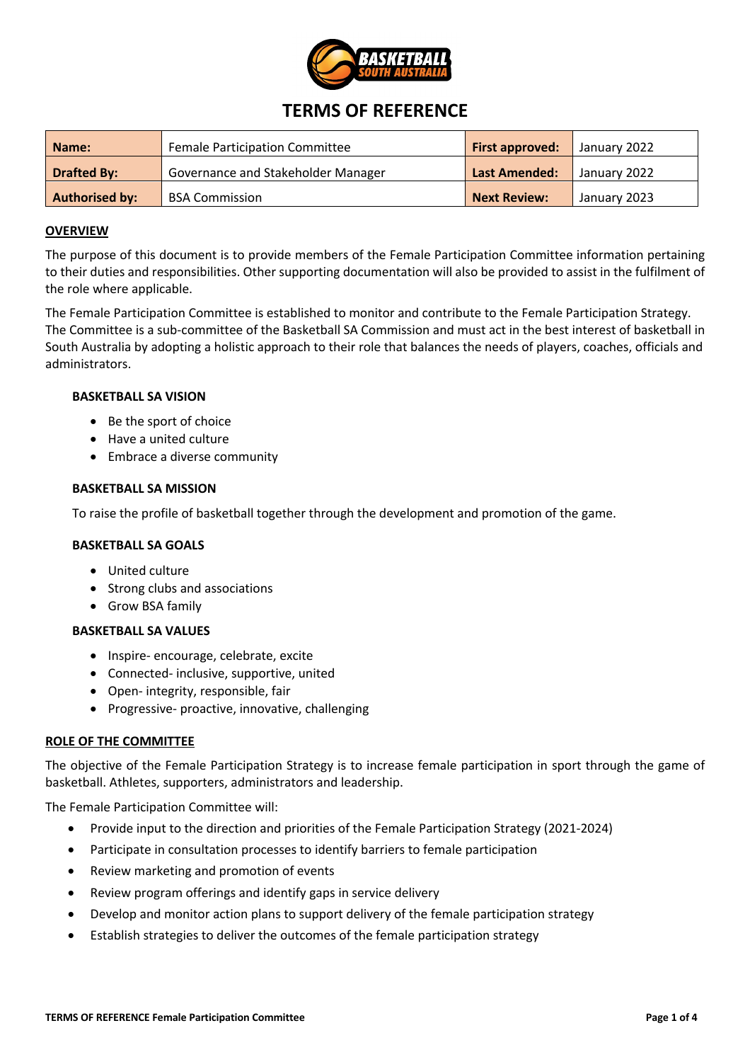# TERMS OF REFERENCE

| **Name:** | Female Participation Committee | **First approved:** | January 2022 |
|---|---|---|---|
| **Drafted By:** | Governance and Stakeholder Manager | **Last Amended:** | January 2022 |
| **Authorised by:** | BSA Commission | **Next Review:** | January 2023 |

## OVERVIEW

The purpose of this document is to provide members of the Female Participation Committee information pertaining to their duties and responsibilities. Other supporting documentation will also be provided to assist in the fulfilment of the role where applicable.

The Female Participation Committee is established to monitor and contribute to the Female Participation Strategy. The Committee is a sub-committee of the Basketball SA Commission and must act in the best interest of basketball in South Australia by adopting a holistic approach to their role that balances the needs of players, coaches, officials and administrators.

### BASKETBALL SA VISION

- Be the sport of choice
- Have a united culture
- Embrace a diverse community

### BASKETBALL SA MISSION

To raise the profile of basketball together through the development and promotion of the game.

### BASKETBALL SA GOALS

- United culture
- Strong clubs and associations
- Grow BSA family

### BASKETBALL SA VALUES

- Inspire- encourage, celebrate, excite
- Connected- inclusive, supportive, united
- Open- integrity, responsible, fair
- Progressive- proactive, innovative, challenging

## ROLE OF THE COMMITTEE

The objective of the Female Participation Strategy is to increase female participation in sport through the game of basketball. Athletes, supporters, administrators and leadership.

The Female Participation Committee will:

- Provide input to the direction and priorities of the Female Participation Strategy (2021-2024)
- Participate in consultation processes to identify barriers to female participation
- Review marketing and promotion of events
- Review program offerings and identify gaps in service delivery
- Develop and monitor action plans to support delivery of the female participation strategy
- Establish strategies to deliver the outcomes of the female participation strategy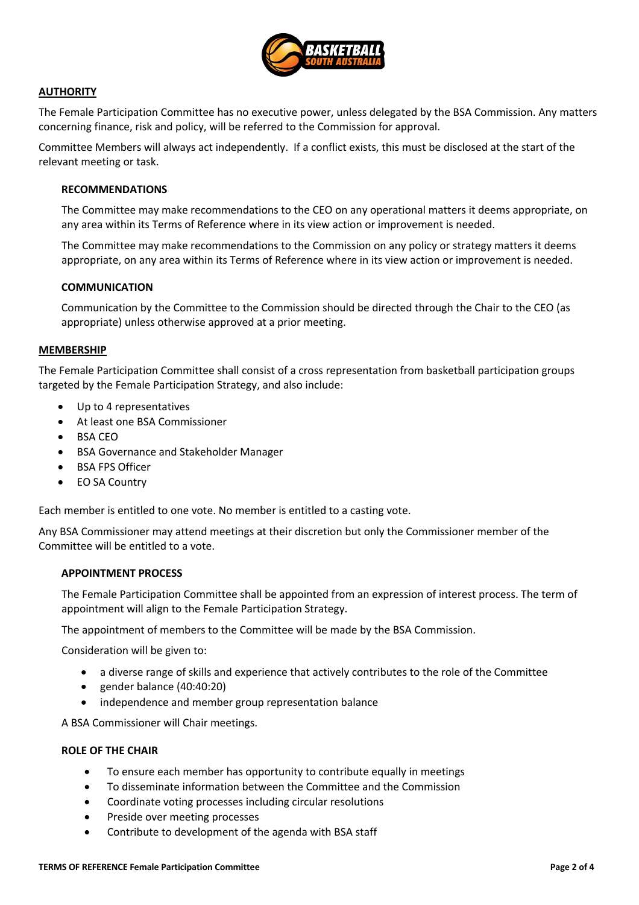## AUTHORITY

The Female Participation Committee has no executive power, unless delegated by the BSA Commission. Any matters concerning finance, risk and policy, will be referred to the Commission for approval.

Committee Members will always act independently. If a conflict exists, this must be disclosed at the start of the relevant meeting or task.

### RECOMMENDATIONS

The Committee may make recommendations to the CEO on any operational matters it deems appropriate, on any area within its Terms of Reference where in its view action or improvement is needed.

The Committee may make recommendations to the Commission on any policy or strategy matters it deems appropriate, on any area within its Terms of Reference where in its view action or improvement is needed.

### COMMUNICATION

Communication by the Committee to the Commission should be directed through the Chair to the CEO (as appropriate) unless otherwise approved at a prior meeting.

## MEMBERSHIP

The Female Participation Committee shall consist of a cross representation from basketball participation groups targeted by the Female Participation Strategy, and also include:

- Up to 4 representatives
- At least one BSA Commissioner
- BSA CEO
- BSA Governance and Stakeholder Manager
- BSA FPS Officer
- EO SA Country

Each member is entitled to one vote. No member is entitled to a casting vote.

Any BSA Commissioner may attend meetings at their discretion but only the Commissioner member of the Committee will be entitled to a vote.

### APPOINTMENT PROCESS

The Female Participation Committee shall be appointed from an expression of interest process. The term of appointment will align to the Female Participation Strategy.

The appointment of members to the Committee will be made by the BSA Commission.

Consideration will be given to:

- a diverse range of skills and experience that actively contributes to the role of the Committee
- gender balance (40:40:20)
- independence and member group representation balance

A BSA Commissioner will Chair meetings.

### ROLE OF THE CHAIR

- To ensure each member has opportunity to contribute equally in meetings
- To disseminate information between the Committee and the Commission
- Coordinate voting processes including circular resolutions
- Preside over meeting processes
- Contribute to development of the agenda with BSA staff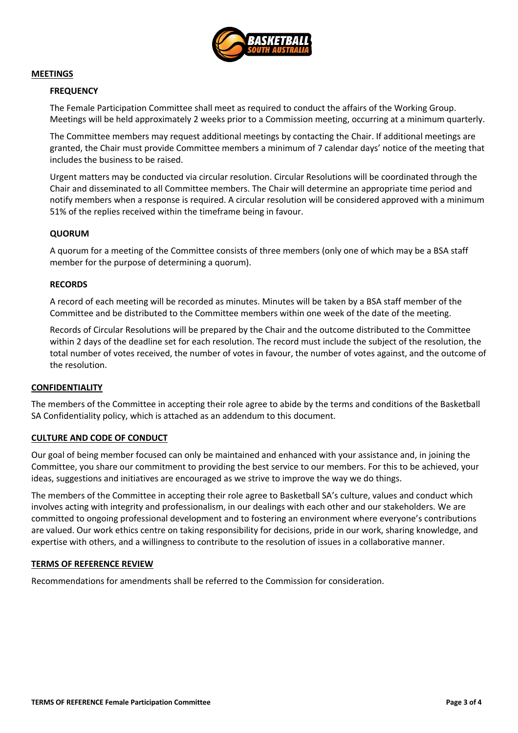## MEETINGS

### FREQUENCY

The Female Participation Committee shall meet as required to conduct the affairs of the Working Group. Meetings will be held approximately 2 weeks prior to a Commission meeting, occurring at a minimum quarterly.

The Committee members may request additional meetings by contacting the Chair. If additional meetings are granted, the Chair must provide Committee members a minimum of 7 calendar days' notice of the meeting that includes the business to be raised.

Urgent matters may be conducted via circular resolution. Circular Resolutions will be coordinated through the Chair and disseminated to all Committee members. The Chair will determine an appropriate time period and notify members when a response is required. A circular resolution will be considered approved with a minimum 51% of the replies received within the timeframe being in favour.

### QUORUM

A quorum for a meeting of the Committee consists of three members (only one of which may be a BSA staff member for the purpose of determining a quorum).

### RECORDS

A record of each meeting will be recorded as minutes. Minutes will be taken by a BSA staff member of the Committee and be distributed to the Committee members within one week of the date of the meeting.

Records of Circular Resolutions will be prepared by the Chair and the outcome distributed to the Committee within 2 days of the deadline set for each resolution. The record must include the subject of the resolution, the total number of votes received, the number of votes in favour, the number of votes against, and the outcome of the resolution.

## CONFIDENTIALITY

The members of the Committee in accepting their role agree to abide by the terms and conditions of the Basketball SA Confidentiality policy, which is attached as an addendum to this document.

## CULTURE AND CODE OF CONDUCT

Our goal of being member focused can only be maintained and enhanced with your assistance and, in joining the Committee, you share our commitment to providing the best service to our members. For this to be achieved, your ideas, suggestions and initiatives are encouraged as we strive to improve the way we do things.

The members of the Committee in accepting their role agree to Basketball SA's culture, values and conduct which involves acting with integrity and professionalism, in our dealings with each other and our stakeholders. We are committed to ongoing professional development and to fostering an environment where everyone's contributions are valued. Our work ethics centre on taking responsibility for decisions, pride in our work, sharing knowledge, and expertise with others, and a willingness to contribute to the resolution of issues in a collaborative manner.

## TERMS OF REFERENCE REVIEW

Recommendations for amendments shall be referred to the Commission for consideration.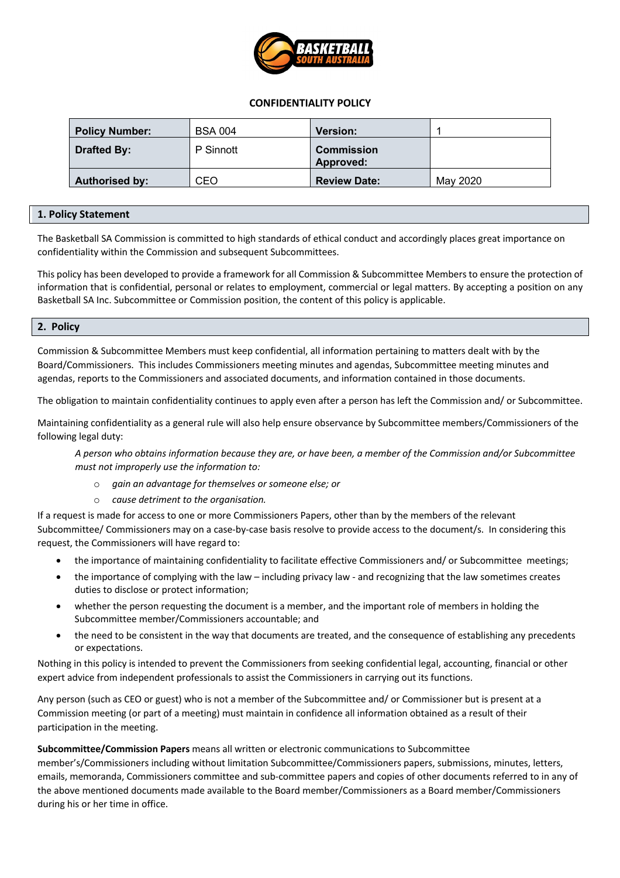**CONFIDENTIALITY POLICY**

| | | | |
|---|---|---|---|
| **Policy Number:** | BSA 004 | **Version:** | 1 |
| **Drafted By:** | P Sinnott | **Commission Approved:** | |
| **Authorised by:** | CEO | **Review Date:** | May 2020 |

## 1. Policy Statement

The Basketball SA Commission is committed to high standards of ethical conduct and accordingly places great importance on confidentiality within the Commission and subsequent Subcommittees.

This policy has been developed to provide a framework for all Commission & Subcommittee Members to ensure the protection of information that is confidential, personal or relates to employment, commercial or legal matters. By accepting a position on any Basketball SA Inc. Subcommittee or Commission position, the content of this policy is applicable.

## 2. Policy

Commission & Subcommittee Members must keep confidential, all information pertaining to matters dealt with by the Board/Commissioners. This includes Commissioners meeting minutes and agendas, Subcommittee meeting minutes and agendas, reports to the Commissioners and associated documents, and information contained in those documents.

The obligation to maintain confidentiality continues to apply even after a person has left the Commission and/ or Subcommittee.

Maintaining confidentiality as a general rule will also help ensure observance by Subcommittee members/Commissioners of the following legal duty:

> *A person who obtains information because they are, or have been, a member of the Commission and/or Subcommittee must not improperly use the information to:*
>
> - *gain an advantage for themselves or someone else; or*
> - *cause detriment to the organisation.*

If a request is made for access to one or more Commissioners Papers, other than by the members of the relevant Subcommittee/ Commissioners may on a case-by-case basis resolve to provide access to the document/s. In considering this request, the Commissioners will have regard to:

- the importance of maintaining confidentiality to facilitate effective Commissioners and/ or Subcommittee meetings;
- the importance of complying with the law – including privacy law - and recognizing that the law sometimes creates duties to disclose or protect information;
- whether the person requesting the document is a member, and the important role of members in holding the Subcommittee member/Commissioners accountable; and
- the need to be consistent in the way that documents are treated, and the consequence of establishing any precedents or expectations.

Nothing in this policy is intended to prevent the Commissioners from seeking confidential legal, accounting, financial or other expert advice from independent professionals to assist the Commissioners in carrying out its functions.

Any person (such as CEO or guest) who is not a member of the Subcommittee and/ or Commissioner but is present at a Commission meeting (or part of a meeting) must maintain in confidence all information obtained as a result of their participation in the meeting.

**Subcommittee/Commission Papers** means all written or electronic communications to Subcommittee member's/Commissioners including without limitation Subcommittee/Commissioners papers, submissions, minutes, letters, emails, memoranda, Commissioners committee and sub-committee papers and copies of other documents referred to in any of the above mentioned documents made available to the Board member/Commissioners as a Board member/Commissioners during his or her time in office.